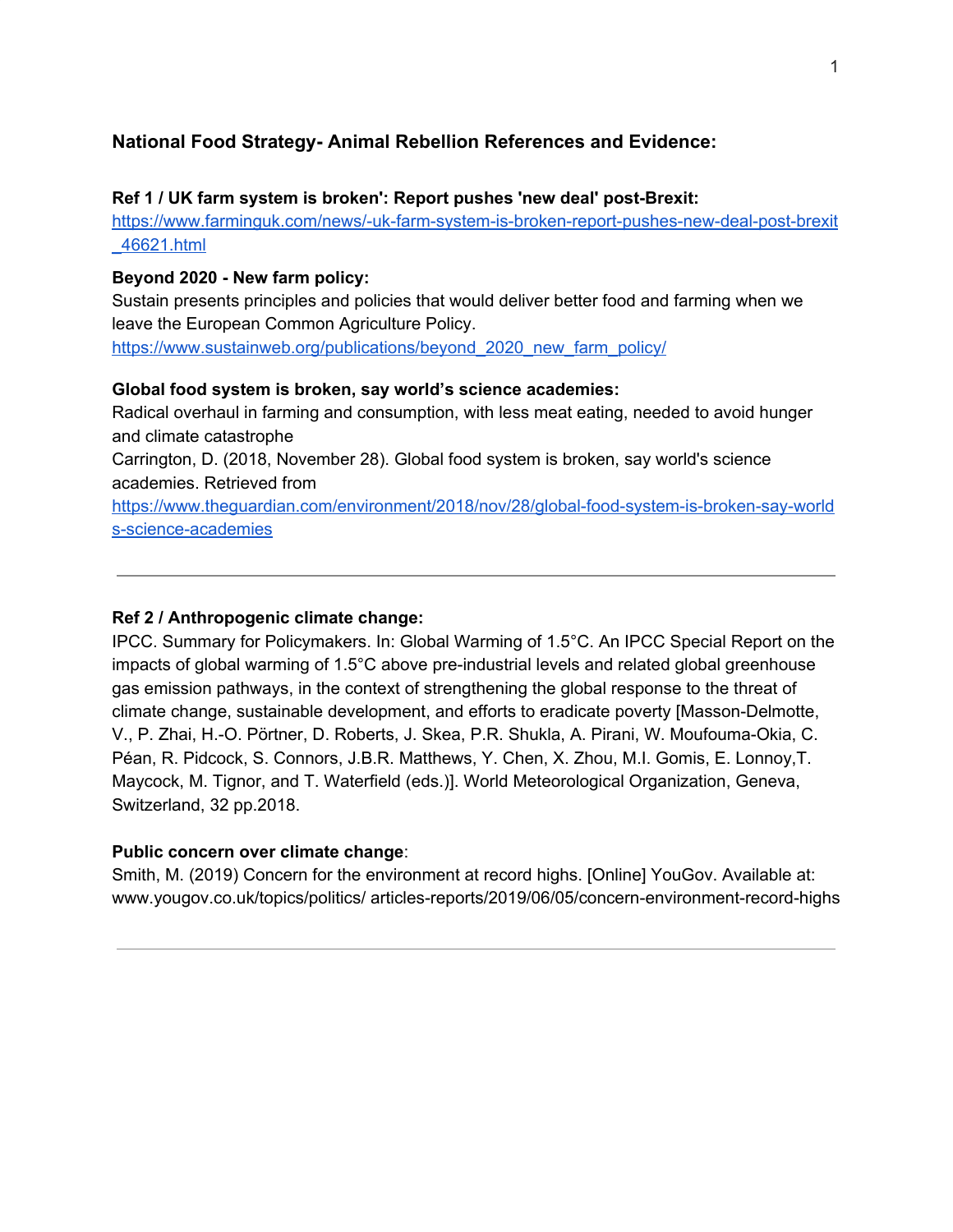## National Food Strategy- Animal Rebellion References and Evidence:

**Ref 1 / UK farm system is broken': Report pushes 'new deal' post-Brexit:**
https://www.farminguk.com/news/-uk-farm-system-is-broken-report-pushes-new-deal-post-brexit_46621.html

**Beyond 2020 - New farm policy:**
Sustain presents principles and policies that would deliver better food and farming when we leave the European Common Agriculture Policy.
https://www.sustainweb.org/publications/beyond_2020_new_farm_policy/

**Global food system is broken, say world's science academies:**
Radical overhaul in farming and consumption, with less meat eating, needed to avoid hunger and climate catastrophe
Carrington, D. (2018, November 28). Global food system is broken, say world's science academies. Retrieved from
https://www.theguardian.com/environment/2018/nov/28/global-food-system-is-broken-say-worlds-science-academies

---

**Ref 2 / Anthropogenic climate change:**
IPCC. Summary for Policymakers. In: Global Warming of 1.5°C. An IPCC Special Report on the impacts of global warming of 1.5°C above pre-industrial levels and related global greenhouse gas emission pathways, in the context of strengthening the global response to the threat of climate change, sustainable development, and efforts to eradicate poverty [Masson-Delmotte, V., P. Zhai, H.-O. Pörtner, D. Roberts, J. Skea, P.R. Shukla, A. Pirani, W. Moufouma-Okia, C. Péan, R. Pidcock, S. Connors, J.B.R. Matthews, Y. Chen, X. Zhou, M.I. Gomis, E. Lonnoy,T. Maycock, M. Tignor, and T. Waterfield (eds.)]. World Meteorological Organization, Geneva, Switzerland, 32 pp.2018.

**Public concern over climate change**:
Smith, M. (2019) Concern for the environment at record highs. [Online] YouGov. Available at: www.yougov.co.uk/topics/politics/ articles-reports/2019/06/05/concern-environment-record-highs

---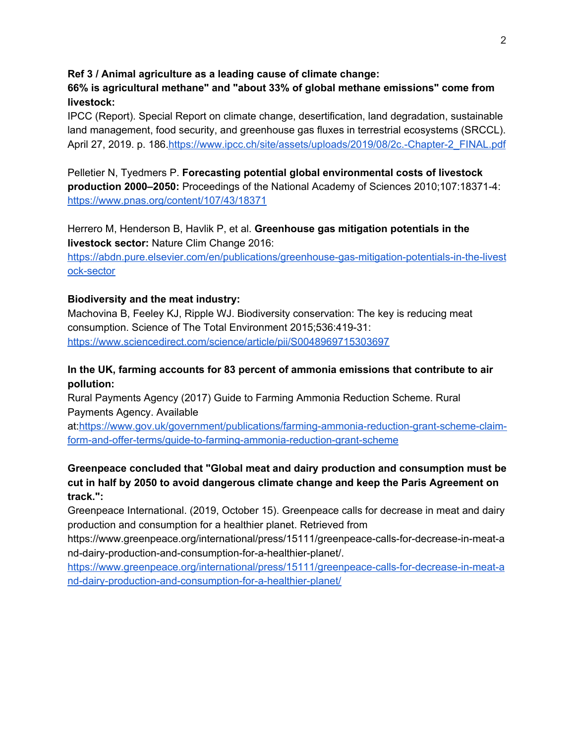**Ref 3 / Animal agriculture as a leading cause of climate change:**
**66% is agricultural methane" and "about 33% of global methane emissions" come from livestock:**
IPCC (Report). Special Report on climate change, desertification, land degradation, sustainable land management, food security, and greenhouse gas fluxes in terrestrial ecosystems (SRCCL). April 27, 2019. p. 186.[https://www.ipcc.ch/site/assets/uploads/2019/08/2c.-Chapter-2_FINAL.pdf](https://www.ipcc.ch/site/assets/uploads/2019/08/2c.-Chapter-2_FINAL.pdf)

Pelletier N, Tyedmers P. **Forecasting potential global environmental costs of livestock production 2000–2050:** Proceedings of the National Academy of Sciences 2010;107:18371-4: [https://www.pnas.org/content/107/43/18371](https://www.pnas.org/content/107/43/18371)

Herrero M, Henderson B, Havlik P, et al. **Greenhouse gas mitigation potentials in the livestock sector:** Nature Clim Change 2016: [https://abdn.pure.elsevier.com/en/publications/greenhouse-gas-mitigation-potentials-in-the-livestock-sector](https://abdn.pure.elsevier.com/en/publications/greenhouse-gas-mitigation-potentials-in-the-livestock-sector)

**Biodiversity and the meat industry:**
Machovina B, Feeley KJ, Ripple WJ. Biodiversity conservation: The key is reducing meat consumption. Science of The Total Environment 2015;536:419-31: [https://www.sciencedirect.com/science/article/pii/S0048969715303697](https://www.sciencedirect.com/science/article/pii/S0048969715303697)

**In the UK, farming accounts for 83 percent of ammonia emissions that contribute to air pollution:**
Rural Payments Agency (2017) Guide to Farming Ammonia Reduction Scheme. Rural Payments Agency. Available at:[https://www.gov.uk/government/publications/farming-ammonia-reduction-grant-scheme-claim-form-and-offer-terms/guide-to-farming-ammonia-reduction-grant-scheme](https://www.gov.uk/government/publications/farming-ammonia-reduction-grant-scheme-claim-form-and-offer-terms/guide-to-farming-ammonia-reduction-grant-scheme)

**Greenpeace concluded that "Global meat and dairy production and consumption must be cut in half by 2050 to avoid dangerous climate change and keep the Paris Agreement on track.":**
Greenpeace International. (2019, October 15). Greenpeace calls for decrease in meat and dairy production and consumption for a healthier planet. Retrieved from https://www.greenpeace.org/international/press/15111/greenpeace-calls-for-decrease-in-meat-and-dairy-production-and-consumption-for-a-healthier-planet/.
[https://www.greenpeace.org/international/press/15111/greenpeace-calls-for-decrease-in-meat-and-dairy-production-and-consumption-for-a-healthier-planet/](https://www.greenpeace.org/international/press/15111/greenpeace-calls-for-decrease-in-meat-and-dairy-production-and-consumption-for-a-healthier-planet/)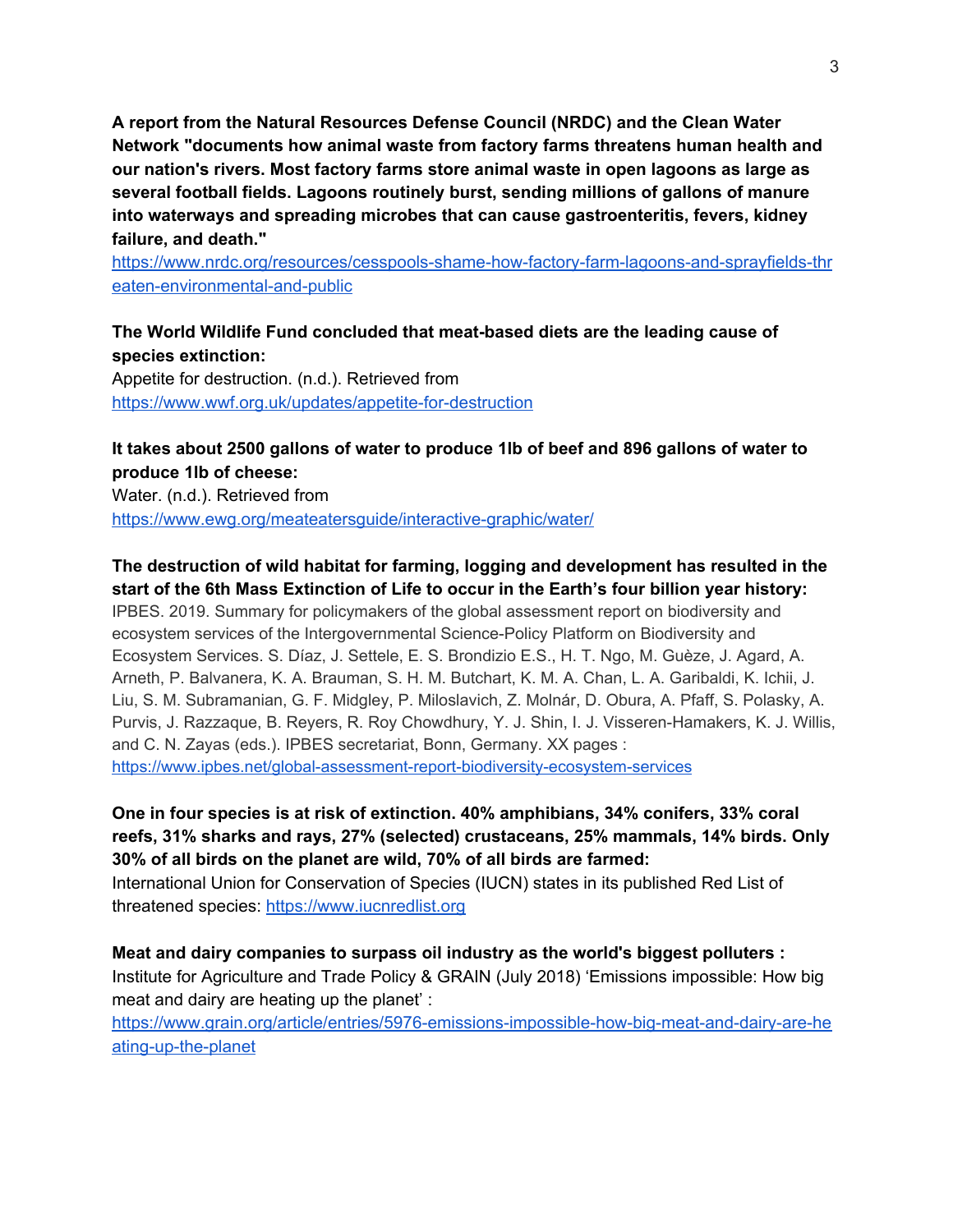**A report from the Natural Resources Defense Council (NRDC) and the Clean Water Network "documents how animal waste from factory farms threatens human health and our nation's rivers. Most factory farms store animal waste in open lagoons as large as several football fields. Lagoons routinely burst, sending millions of gallons of manure into waterways and spreading microbes that can cause gastroenteritis, fevers, kidney failure, and death."**
https://www.nrdc.org/resources/cesspools-shame-how-factory-farm-lagoons-and-sprayfields-threaten-environmental-and-public

**The World Wildlife Fund concluded that meat-based diets are the leading cause of species extinction:**
Appetite for destruction. (n.d.). Retrieved from https://www.wwf.org.uk/updates/appetite-for-destruction

**It takes about 2500 gallons of water to produce 1lb of beef and 896 gallons of water to produce 1lb of cheese:**
Water. (n.d.). Retrieved from https://www.ewg.org/meateatersguide/interactive-graphic/water/

**The destruction of wild habitat for farming, logging and development has resulted in the start of the 6th Mass Extinction of Life to occur in the Earth's four billion year history:**
IPBES. 2019. Summary for policymakers of the global assessment report on biodiversity and ecosystem services of the Intergovernmental Science-Policy Platform on Biodiversity and Ecosystem Services. S. Díaz, J. Settele, E. S. Brondizio E.S., H. T. Ngo, M. Guèze, J. Agard, A. Arneth, P. Balvanera, K. A. Brauman, S. H. M. Butchart, K. M. A. Chan, L. A. Garibaldi, K. Ichii, J. Liu, S. M. Subramanian, G. F. Midgley, P. Miloslavich, Z. Molnár, D. Obura, A. Pfaff, S. Polasky, A. Purvis, J. Razzaque, B. Reyers, R. Roy Chowdhury, Y. J. Shin, I. J. Visseren-Hamakers, K. J. Willis, and C. N. Zayas (eds.). IPBES secretariat, Bonn, Germany. XX pages : https://www.ipbes.net/global-assessment-report-biodiversity-ecosystem-services

**One in four species is at risk of extinction. 40% amphibians, 34% conifers, 33% coral reefs, 31% sharks and rays, 27% (selected) crustaceans, 25% mammals, 14% birds. Only 30% of all birds on the planet are wild, 70% of all birds are farmed:**
International Union for Conservation of Species (IUCN) states in its published Red List of threatened species: https://www.iucnredlist.org

**Meat and dairy companies to surpass oil industry as the world's biggest polluters :**
Institute for Agriculture and Trade Policy & GRAIN (July 2018) 'Emissions impossible: How big meat and dairy are heating up the planet' :
https://www.grain.org/article/entries/5976-emissions-impossible-how-big-meat-and-dairy-are-heating-up-the-planet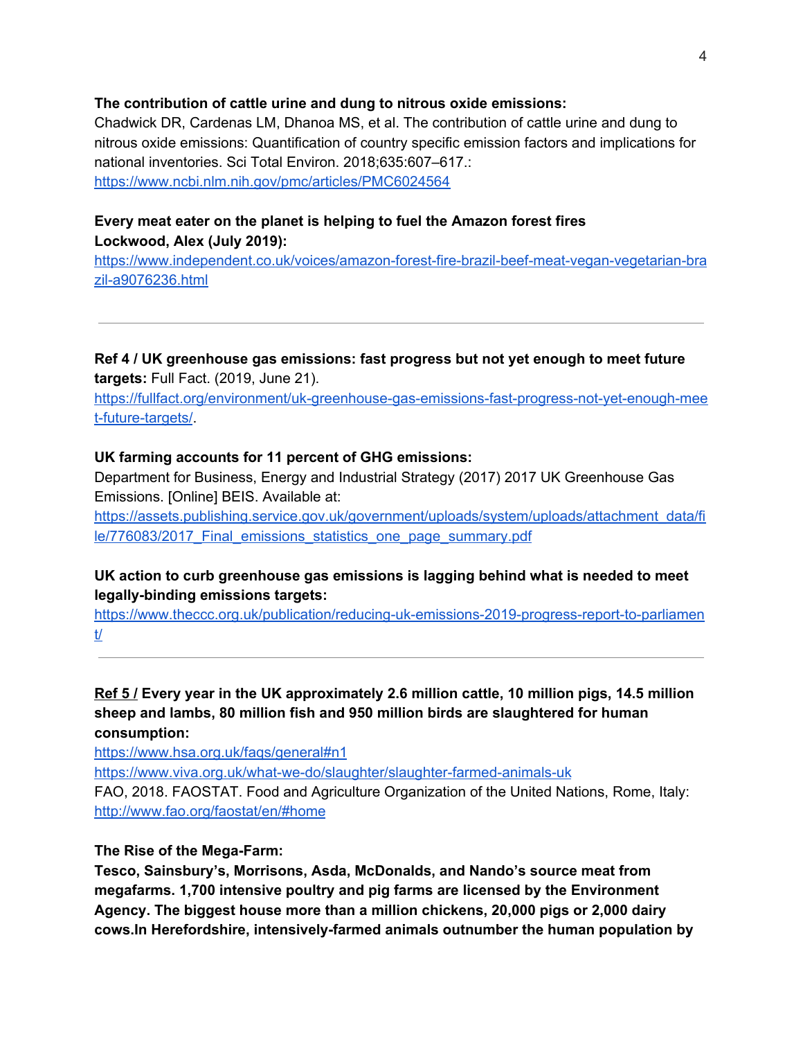**The contribution of cattle urine and dung to nitrous oxide emissions:**
Chadwick DR, Cardenas LM, Dhanoa MS, et al. The contribution of cattle urine and dung to nitrous oxide emissions: Quantification of country specific emission factors and implications for national inventories. Sci Total Environ. 2018;635:607–617.:
https://www.ncbi.nlm.nih.gov/pmc/articles/PMC6024564

**Every meat eater on the planet is helping to fuel the Amazon forest fires**
**Lockwood, Alex (July 2019):**
https://www.independent.co.uk/voices/amazon-forest-fire-brazil-beef-meat-vegan-vegetarian-brazil-a9076236.html

---

**Ref 4 / UK greenhouse gas emissions: fast progress but not yet enough to meet future targets:** Full Fact. (2019, June 21).
https://fullfact.org/environment/uk-greenhouse-gas-emissions-fast-progress-not-yet-enough-meet-future-targets/.

**UK farming accounts for 11 percent of GHG emissions:**
Department for Business, Energy and Industrial Strategy (2017) 2017 UK Greenhouse Gas Emissions. [Online] BEIS. Available at:
https://assets.publishing.service.gov.uk/government/uploads/system/uploads/attachment_data/file/776083/2017_Final_emissions_statistics_one_page_summary.pdf

**UK action to curb greenhouse gas emissions is lagging behind what is needed to meet legally-binding emissions targets:**
https://www.theccc.org.uk/publication/reducing-uk-emissions-2019-progress-report-to-parliament/

---

Ref 5 / **Every year in the UK approximately 2.6 million cattle, 10 million pigs, 14.5 million sheep and lambs, 80 million fish and 950 million birds are slaughtered for human consumption:**
https://www.hsa.org.uk/faqs/general#n1
https://www.viva.org.uk/what-we-do/slaughter/slaughter-farmed-animals-uk
FAO, 2018. FAOSTAT. Food and Agriculture Organization of the United Nations, Rome, Italy:
http://www.fao.org/faostat/en/#home

**The Rise of the Mega-Farm:**
**Tesco, Sainsbury's, Morrisons, Asda, McDonalds, and Nando's source meat from megafarms. 1,700 intensive poultry and pig farms are licensed by the Environment Agency. The biggest house more than a million chickens, 20,000 pigs or 2,000 dairy cows.In Herefordshire, intensively-farmed animals outnumber the human population by**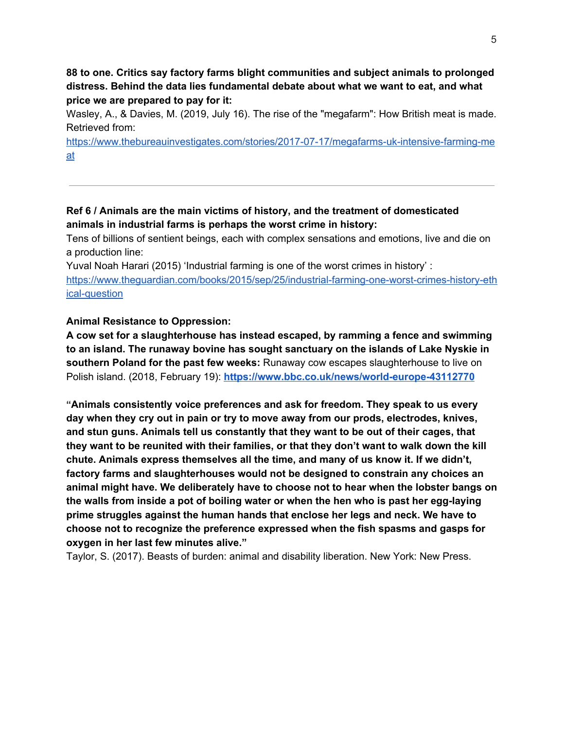**88 to one. Critics say factory farms blight communities and subject animals to prolonged distress. Behind the data lies fundamental debate about what we want to eat, and what price we are prepared to pay for it:**
Wasley, A., & Davies, M. (2019, July 16). The rise of the "megafarm": How British meat is made. Retrieved from:
[https://www.thebureauinvestigates.com/stories/2017-07-17/megafarms-uk-intensive-farming-meat](https://www.thebureauinvestigates.com/stories/2017-07-17/megafarms-uk-intensive-farming-meat)

---

**Ref 6 / Animals are the main victims of history, and the treatment of domesticated animals in industrial farms is perhaps the worst crime in history:**
Tens of billions of sentient beings, each with complex sensations and emotions, live and die on a production line:
Yuval Noah Harari (2015) 'Industrial farming is one of the worst crimes in history' :
[https://www.theguardian.com/books/2015/sep/25/industrial-farming-one-worst-crimes-history-ethical-question](https://www.theguardian.com/books/2015/sep/25/industrial-farming-one-worst-crimes-history-ethical-question)

**Animal Resistance to Oppression:**
**A cow set for a slaughterhouse has instead escaped, by ramming a fence and swimming to an island. The runaway bovine has sought sanctuary on the islands of Lake Nyskie in southern Poland for the past few weeks:** Runaway cow escapes slaughterhouse to live on Polish island. (2018, February 19): **[https://www.bbc.co.uk/news/world-europe-43112770](https://www.bbc.co.uk/news/world-europe-43112770)**

**"Animals consistently voice preferences and ask for freedom. They speak to us every day when they cry out in pain or try to move away from our prods, electrodes, knives, and stun guns. Animals tell us constantly that they want to be out of their cages, that they want to be reunited with their families, or that they don't want to walk down the kill chute. Animals express themselves all the time, and many of us know it. If we didn't, factory farms and slaughterhouses would not be designed to constrain any choices an animal might have. We deliberately have to choose not to hear when the lobster bangs on the walls from inside a pot of boiling water or when the hen who is past her egg-laying prime struggles against the human hands that enclose her legs and neck. We have to choose not to recognize the preference expressed when the fish spasms and gasps for oxygen in her last few minutes alive."**
Taylor, S. (2017). Beasts of burden: animal and disability liberation. New York: New Press.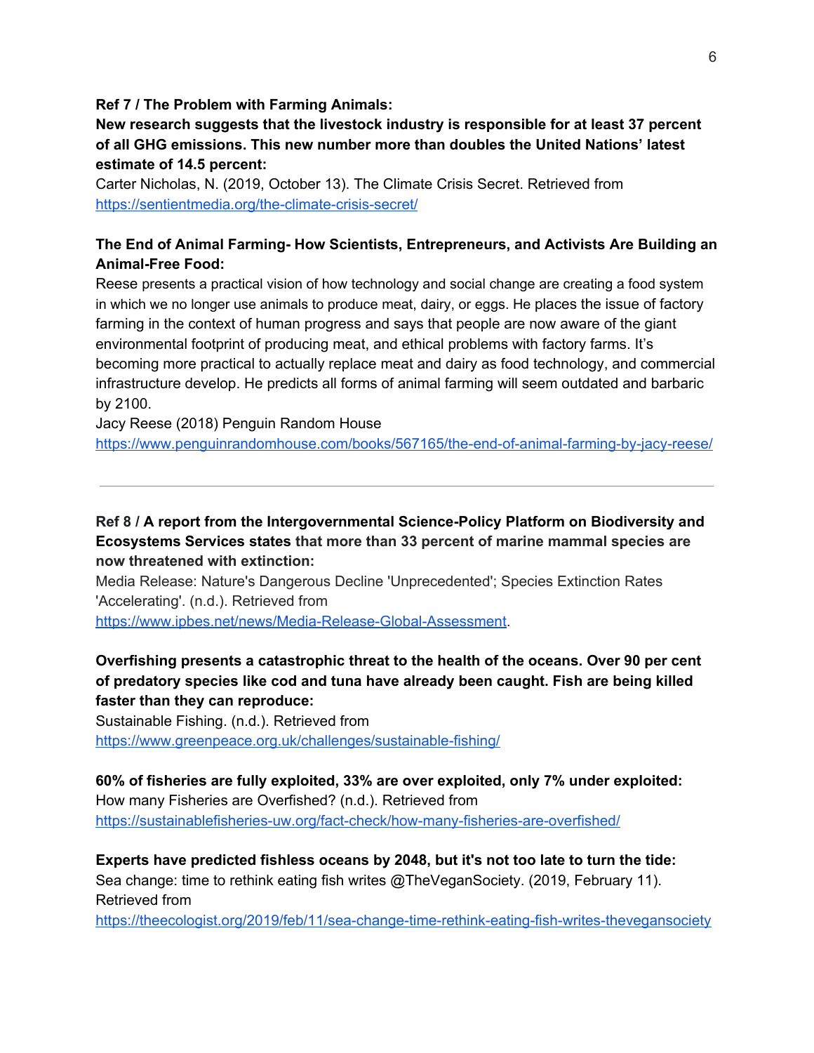**Ref 7 / The Problem with Farming Animals:**

**New research suggests that the livestock industry is responsible for at least 37 percent of all GHG emissions. This new number more than doubles the United Nations' latest estimate of 14.5 percent:**

Carter Nicholas, N. (2019, October 13). The Climate Crisis Secret. Retrieved from https://sentientmedia.org/the-climate-crisis-secret/

**The End of Animal Farming- How Scientists, Entrepreneurs, and Activists Are Building an Animal-Free Food:**

Reese presents a practical vision of how technology and social change are creating a food system in which we no longer use animals to produce meat, dairy, or eggs. He places the issue of factory farming in the context of human progress and says that people are now aware of the giant environmental footprint of producing meat, and ethical problems with factory farms. It's becoming more practical to actually replace meat and dairy as food technology, and commercial infrastructure develop. He predicts all forms of animal farming will seem outdated and barbaric by 2100.

Jacy Reese (2018) Penguin Random House
https://www.penguinrandomhouse.com/books/567165/the-end-of-animal-farming-by-jacy-reese/

---

**Ref 8 / A report from the Intergovernmental Science-Policy Platform on Biodiversity and Ecosystems Services states that more than 33 percent of marine mammal species are now threatened with extinction:**

Media Release: Nature's Dangerous Decline 'Unprecedented'; Species Extinction Rates 'Accelerating'. (n.d.). Retrieved from https://www.ipbes.net/news/Media-Release-Global-Assessment.

**Overfishing presents a catastrophic threat to the health of the oceans. Over 90 per cent of predatory species like cod and tuna have already been caught. Fish are being killed faster than they can reproduce:**

Sustainable Fishing. (n.d.). Retrieved from https://www.greenpeace.org.uk/challenges/sustainable-fishing/

**60% of fisheries are fully exploited, 33% are over exploited, only 7% under exploited:**

How many Fisheries are Overfished? (n.d.). Retrieved from https://sustainablefisheries-uw.org/fact-check/how-many-fisheries-are-overfished/

**Experts have predicted fishless oceans by 2048, but it's not too late to turn the tide:**

Sea change: time to rethink eating fish writes @TheVeganSociety. (2019, February 11). Retrieved from https://theecologist.org/2019/feb/11/sea-change-time-rethink-eating-fish-writes-thevegansociety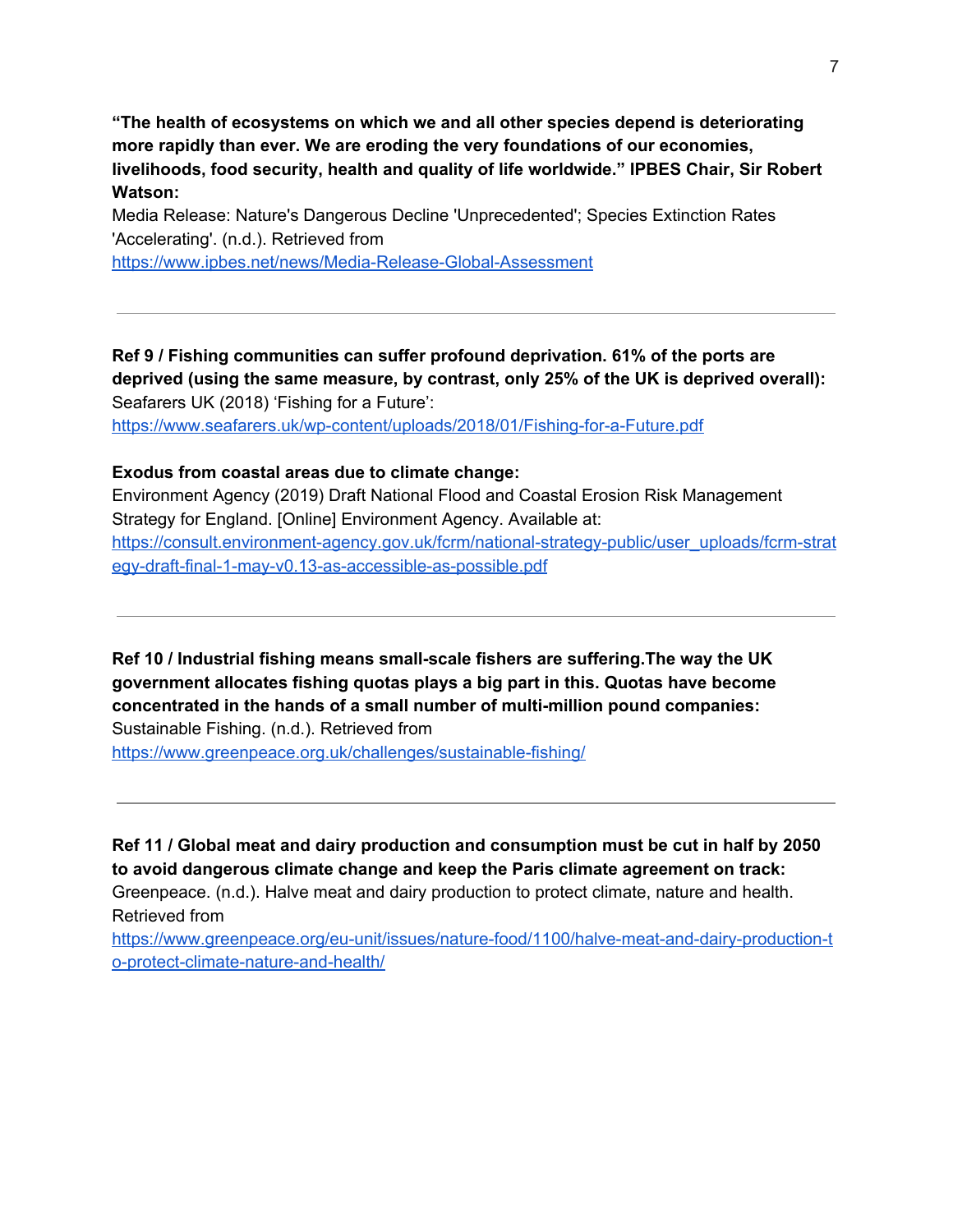**“The health of ecosystems on which we and all other species depend is deteriorating more rapidly than ever. We are eroding the very foundations of our economies, livelihoods, food security, health and quality of life worldwide.” IPBES Chair, Sir Robert Watson:**
Media Release: Nature's Dangerous Decline 'Unprecedented'; Species Extinction Rates 'Accelerating'. (n.d.). Retrieved from
[https://www.ipbes.net/news/Media-Release-Global-Assessment](https://www.ipbes.net/news/Media-Release-Global-Assessment)

---

**Ref 9 / Fishing communities can suffer profound deprivation. 61% of the ports are deprived (using the same measure, by contrast, only 25% of the UK is deprived overall):**
Seafarers UK (2018) ‘Fishing for a Future’:
[https://www.seafarers.uk/wp-content/uploads/2018/01/Fishing-for-a-Future.pdf](https://www.seafarers.uk/wp-content/uploads/2018/01/Fishing-for-a-Future.pdf)

**Exodus from coastal areas due to climate change:**
Environment Agency (2019) Draft National Flood and Coastal Erosion Risk Management Strategy for England. [Online] Environment Agency. Available at:
[https://consult.environment-agency.gov.uk/fcrm/national-strategy-public/user_uploads/fcrm-strategy-draft-final-1-may-v0.13-as-accessible-as-possible.pdf](https://consult.environment-agency.gov.uk/fcrm/national-strategy-public/user_uploads/fcrm-strategy-draft-final-1-may-v0.13-as-accessible-as-possible.pdf)

---

**Ref 10 / Industrial fishing means small-scale fishers are suffering.The way the UK government allocates fishing quotas plays a big part in this. Quotas have become concentrated in the hands of a small number of multi-million pound companies:**
Sustainable Fishing. (n.d.). Retrieved from
[https://www.greenpeace.org.uk/challenges/sustainable-fishing/](https://www.greenpeace.org.uk/challenges/sustainable-fishing/)

---

**Ref 11 / Global meat and dairy production and consumption must be cut in half by 2050 to avoid dangerous climate change and keep the Paris climate agreement on track:**
Greenpeace. (n.d.). Halve meat and dairy production to protect climate, nature and health. Retrieved from
[https://www.greenpeace.org/eu-unit/issues/nature-food/1100/halve-meat-and-dairy-production-to-protect-climate-nature-and-health/](https://www.greenpeace.org/eu-unit/issues/nature-food/1100/halve-meat-and-dairy-production-to-protect-climate-nature-and-health/)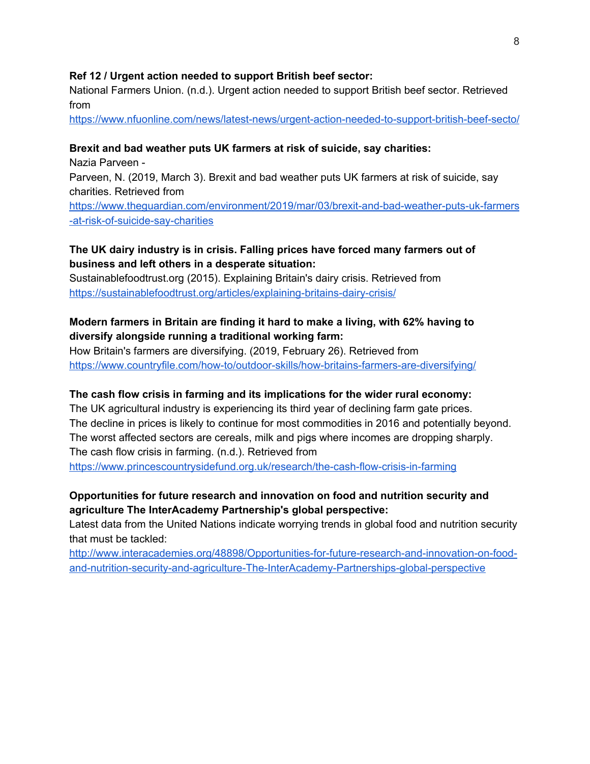**Ref 12 / Urgent action needed to support British beef sector:**
National Farmers Union. (n.d.). Urgent action needed to support British beef sector. Retrieved from
https://www.nfuonline.com/news/latest-news/urgent-action-needed-to-support-british-beef-secto/

**Brexit and bad weather puts UK farmers at risk of suicide, say charities:**
Nazia Parveen -
Parveen, N. (2019, March 3). Brexit and bad weather puts UK farmers at risk of suicide, say charities. Retrieved from
https://www.theguardian.com/environment/2019/mar/03/brexit-and-bad-weather-puts-uk-farmers-at-risk-of-suicide-say-charities

**The UK dairy industry is in crisis. Falling prices have forced many farmers out of business and left others in a desperate situation:**
Sustainablefoodtrust.org (2015). Explaining Britain's dairy crisis. Retrieved from
https://sustainablefoodtrust.org/articles/explaining-britains-dairy-crisis/

**Modern farmers in Britain are finding it hard to make a living, with 62% having to diversify alongside running a traditional working farm:**
How Britain's farmers are diversifying. (2019, February 26). Retrieved from
https://www.countryfile.com/how-to/outdoor-skills/how-britains-farmers-are-diversifying/

**The cash flow crisis in farming and its implications for the wider rural economy:**
The UK agricultural industry is experiencing its third year of declining farm gate prices.
The decline in prices is likely to continue for most commodities in 2016 and potentially beyond.
The worst affected sectors are cereals, milk and pigs where incomes are dropping sharply.
The cash flow crisis in farming. (n.d.). Retrieved from
https://www.princescountrysidefund.org.uk/research/the-cash-flow-crisis-in-farming

**Opportunities for future research and innovation on food and nutrition security and agriculture The InterAcademy Partnership's global perspective:**
Latest data from the United Nations indicate worrying trends in global food and nutrition security that must be tackled:
http://www.interacademies.org/48898/Opportunities-for-future-research-and-innovation-on-food-and-nutrition-security-and-agriculture-The-InterAcademy-Partnerships-global-perspective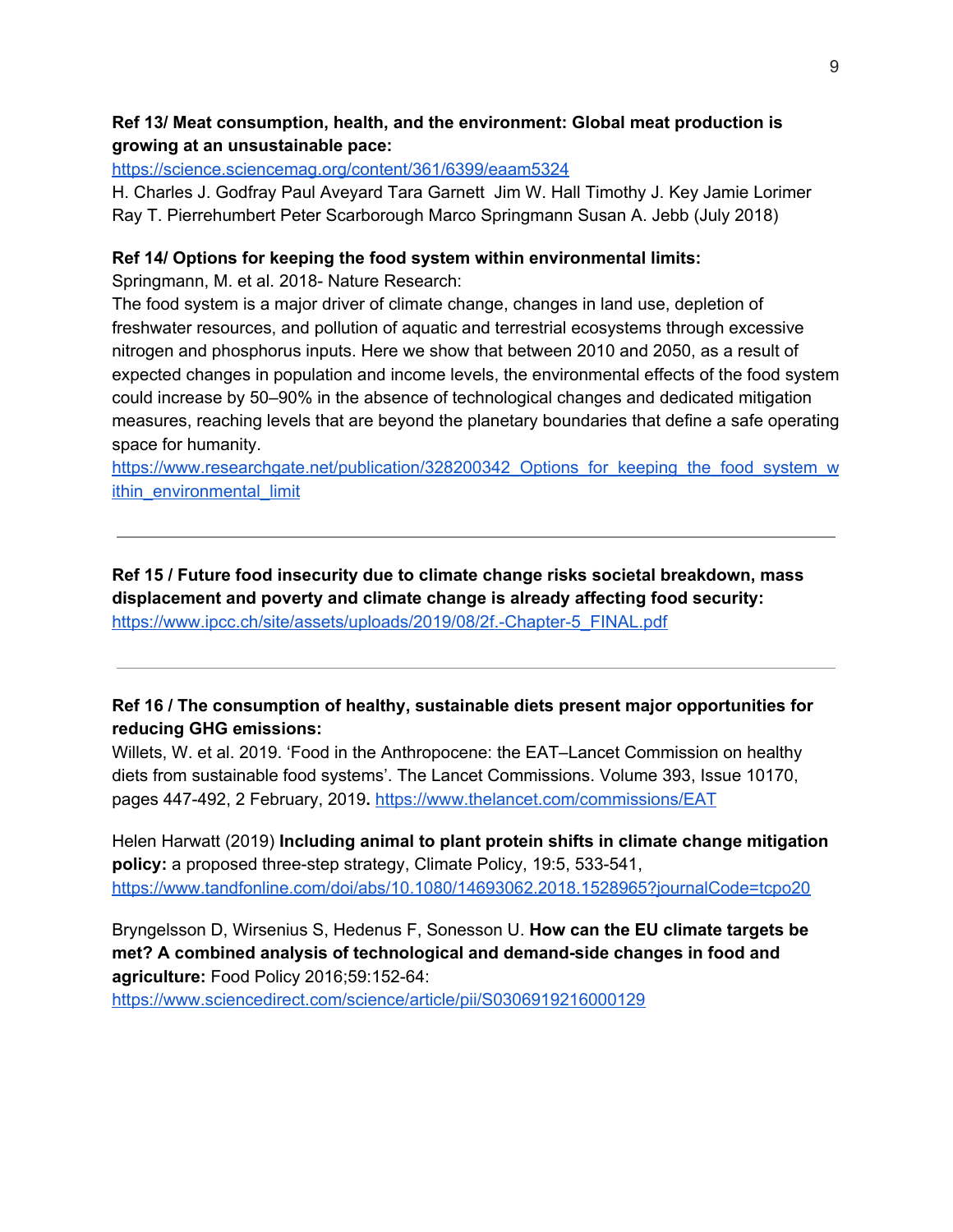**Ref 13/ Meat consumption, health, and the environment: Global meat production is growing at an unsustainable pace:**

https://science.sciencemag.org/content/361/6399/eaam5324

H. Charles J. Godfray Paul Aveyard Tara Garnett Jim W. Hall Timothy J. Key Jamie Lorimer Ray T. Pierrehumbert Peter Scarborough Marco Springmann Susan A. Jebb (July 2018)

**Ref 14/ Options for keeping the food system within environmental limits:**

Springmann, M. et al. 2018- Nature Research:

The food system is a major driver of climate change, changes in land use, depletion of freshwater resources, and pollution of aquatic and terrestrial ecosystems through excessive nitrogen and phosphorus inputs. Here we show that between 2010 and 2050, as a result of expected changes in population and income levels, the environmental effects of the food system could increase by 50–90% in the absence of technological changes and dedicated mitigation measures, reaching levels that are beyond the planetary boundaries that define a safe operating space for humanity.

https://www.researchgate.net/publication/328200342_Options_for_keeping_the_food_system_within_environmental_limit

---

**Ref 15 / Future food insecurity due to climate change risks societal breakdown, mass displacement and poverty and climate change is already affecting food security:**

https://www.ipcc.ch/site/assets/uploads/2019/08/2f.-Chapter-5_FINAL.pdf

---

**Ref 16 / The consumption of healthy, sustainable diets present major opportunities for reducing GHG emissions:**

Willets, W. et al. 2019. 'Food in the Anthropocene: the EAT–Lancet Commission on healthy diets from sustainable food systems'. The Lancet Commissions. Volume 393, Issue 10170, pages 447-492, 2 February, 2019**.** https://www.thelancet.com/commissions/EAT

Helen Harwatt (2019) **Including animal to plant protein shifts in climate change mitigation policy:** a proposed three-step strategy, Climate Policy, 19:5, 533-541, https://www.tandfonline.com/doi/abs/10.1080/14693062.2018.1528965?journalCode=tcpo20

Bryngelsson D, Wirsenius S, Hedenus F, Sonesson U. **How can the EU climate targets be met? A combined analysis of technological and demand-side changes in food and agriculture:** Food Policy 2016;59:152-64: https://www.sciencedirect.com/science/article/pii/S0306919216000129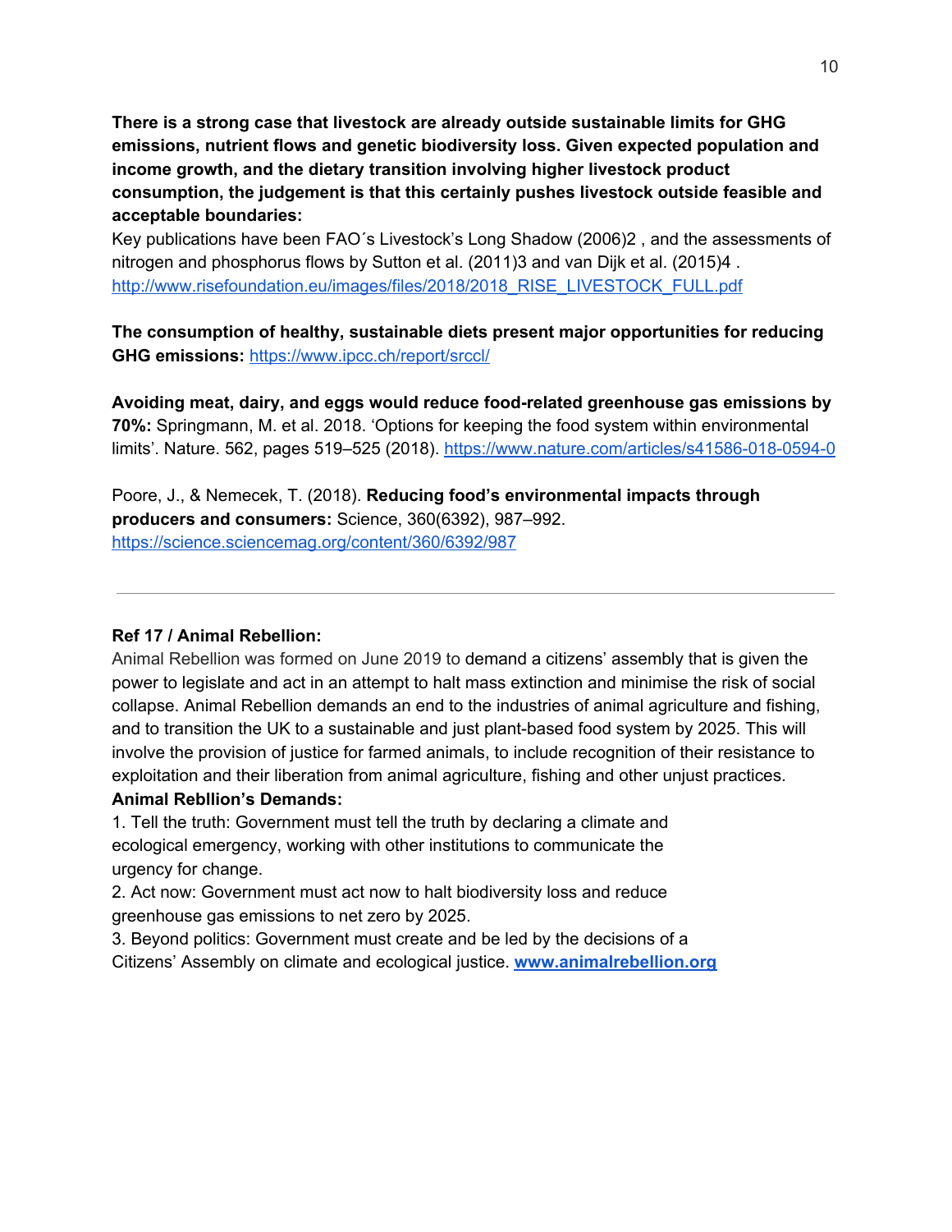**There is a strong case that livestock are already outside sustainable limits for GHG emissions, nutrient flows and genetic biodiversity loss. Given expected population and income growth, and the dietary transition involving higher livestock product consumption, the judgement is that this certainly pushes livestock outside feasible and acceptable boundaries:**
Key publications have been FAO´s Livestock's Long Shadow (2006)2 , and the assessments of nitrogen and phosphorus flows by Sutton et al. (2011)3 and van Dijk et al. (2015)4 .
http://www.risefoundation.eu/images/files/2018/2018_RISE_LIVESTOCK_FULL.pdf

**The consumption of healthy, sustainable diets present major opportunities for reducing GHG emissions:** https://www.ipcc.ch/report/srccl/

**Avoiding meat, dairy, and eggs would reduce food-related greenhouse gas emissions by 70%:** Springmann, M. et al. 2018. 'Options for keeping the food system within environmental limits'. Nature. 562, pages 519–525 (2018). https://www.nature.com/articles/s41586-018-0594-0

Poore, J., & Nemecek, T. (2018). **Reducing food's environmental impacts through producers and consumers:** Science, 360(6392), 987–992.
https://science.sciencemag.org/content/360/6392/987

---

**Ref 17 / Animal Rebellion:**
Animal Rebellion was formed on June 2019 to demand a citizens' assembly that is given the power to legislate and act in an attempt to halt mass extinction and minimise the risk of social collapse. Animal Rebellion demands an end to the industries of animal agriculture and fishing, and to transition the UK to a sustainable and just plant-based food system by 2025. This will involve the provision of justice for farmed animals, to include recognition of their resistance to exploitation and their liberation from animal agriculture, fishing and other unjust practices.
**Animal Rebllion's Demands:**
1. Tell the truth: Government must tell the truth by declaring a climate and ecological emergency, working with other institutions to communicate the urgency for change.
2. Act now: Government must act now to halt biodiversity loss and reduce greenhouse gas emissions to net zero by 2025.
3. Beyond politics: Government must create and be led by the decisions of a Citizens' Assembly on climate and ecological justice. **www.animalrebellion.org**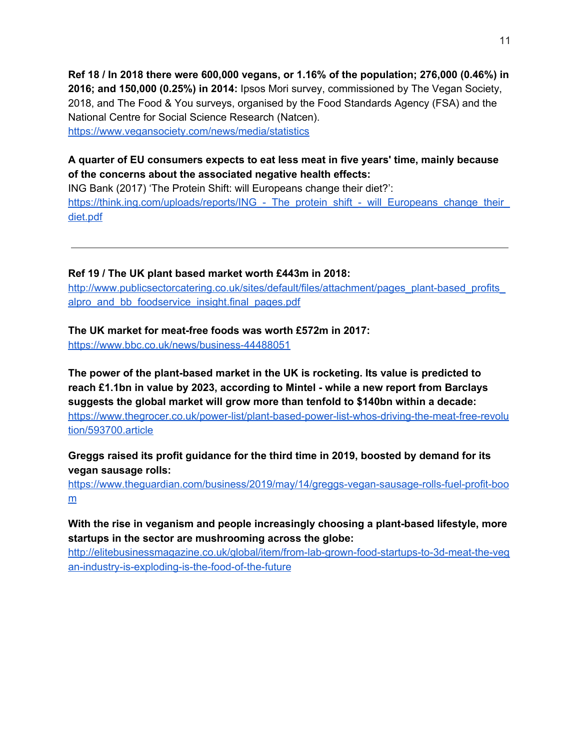**Ref 18 / In 2018 there were 600,000 vegans, or 1.16% of the population; 276,000 (0.46%) in 2016; and 150,000 (0.25%) in 2014:** Ipsos Mori survey, commissioned by The Vegan Society, 2018, and The Food & You surveys, organised by the Food Standards Agency (FSA) and the National Centre for Social Science Research (Natcen).
https://www.vegansociety.com/news/media/statistics

**A quarter of EU consumers expects to eat less meat in five years' time, mainly because of the concerns about the associated negative health effects:**
ING Bank (2017) 'The Protein Shift: will Europeans change their diet?':
https://think.ing.com/uploads/reports/ING_-_The_protein_shift_-_will_Europeans_change_their_diet.pdf

---

**Ref 19 / The UK plant based market worth £443m in 2018:**
http://www.publicsectorcatering.co.uk/sites/default/files/attachment/pages_plant-based_profits_alpro_and_bb_foodservice_insight.final_pages.pdf

**The UK market for meat-free foods was worth £572m in 2017:**
https://www.bbc.co.uk/news/business-44488051

**The power of the plant-based market in the UK is rocketing. Its value is predicted to reach £1.1bn in value by 2023, according to Mintel - while a new report from Barclays suggests the global market will grow more than tenfold to $140bn within a decade:**
https://www.thegrocer.co.uk/power-list/plant-based-power-list-whos-driving-the-meat-free-revolution/593700.article

**Greggs raised its profit guidance for the third time in 2019, boosted by demand for its vegan sausage rolls:**
https://www.theguardian.com/business/2019/may/14/greggs-vegan-sausage-rolls-fuel-profit-boom

**With the rise in veganism and people increasingly choosing a plant-based lifestyle, more startups in the sector are mushrooming across the globe:**
http://elitebusinessmagazine.co.uk/global/item/from-lab-grown-food-startups-to-3d-meat-the-vegan-industry-is-exploding-is-the-food-of-the-future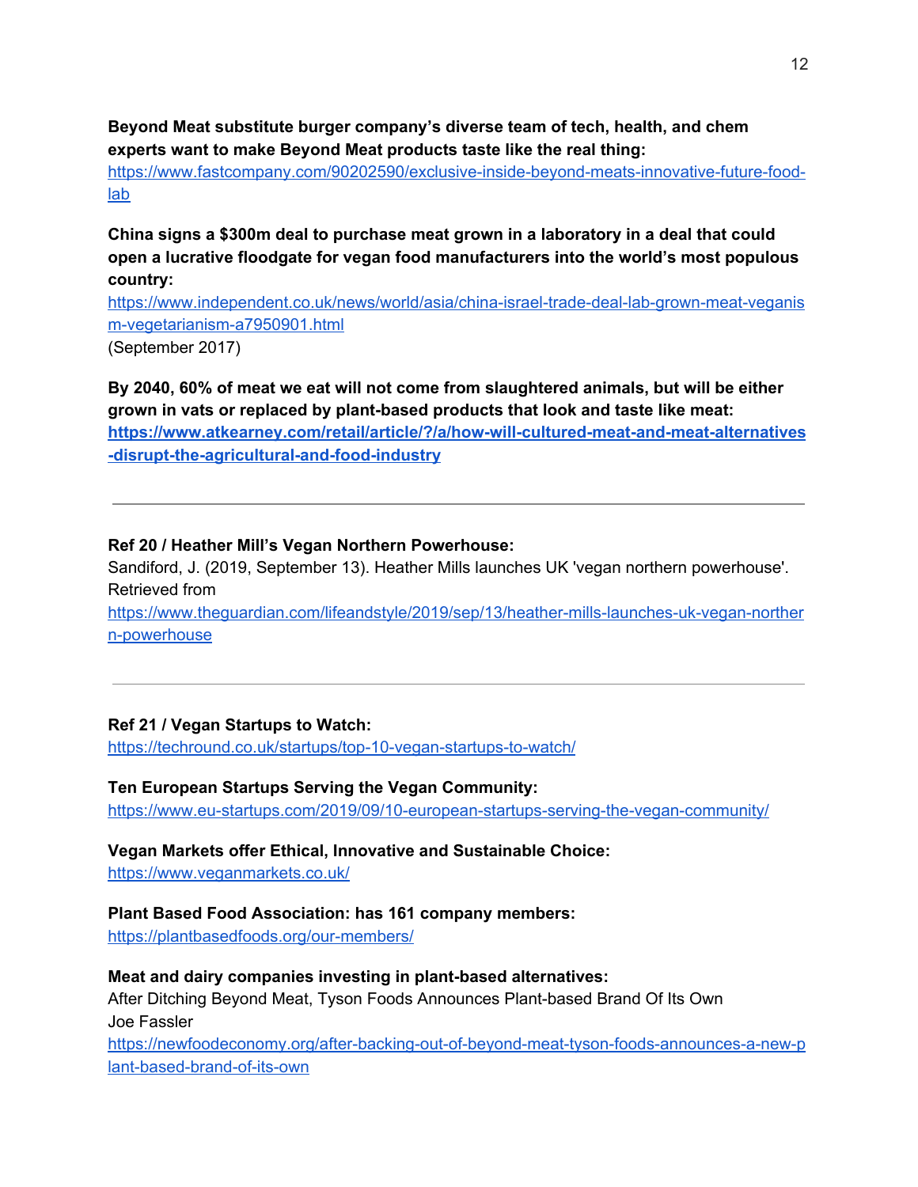**Beyond Meat substitute burger company's diverse team of tech, health, and chem experts want to make Beyond Meat products taste like the real thing:**
https://www.fastcompany.com/90202590/exclusive-inside-beyond-meats-innovative-future-food-lab

**China signs a $300m deal to purchase meat grown in a laboratory in a deal that could open a lucrative floodgate for vegan food manufacturers into the world's most populous country:**
https://www.independent.co.uk/news/world/asia/china-israel-trade-deal-lab-grown-meat-veganism-vegetarianism-a7950901.html
(September 2017)

**By 2040, 60% of meat we eat will not come from slaughtered animals, but will be either grown in vats or replaced by plant-based products that look and taste like meat:**
**https://www.atkearney.com/retail/article/?/a/how-will-cultured-meat-and-meat-alternatives-disrupt-the-agricultural-and-food-industry**

---

**Ref 20 / Heather Mill's Vegan Northern Powerhouse:**
Sandiford, J. (2019, September 13). Heather Mills launches UK 'vegan northern powerhouse'. Retrieved from
https://www.theguardian.com/lifeandstyle/2019/sep/13/heather-mills-launches-uk-vegan-northern-powerhouse

---

**Ref 21 / Vegan Startups to Watch:**
https://techround.co.uk/startups/top-10-vegan-startups-to-watch/

**Ten European Startups Serving the Vegan Community:**
https://www.eu-startups.com/2019/09/10-european-startups-serving-the-vegan-community/

**Vegan Markets offer Ethical, Innovative and Sustainable Choice:**
https://www.veganmarkets.co.uk/

**Plant Based Food Association: has 161 company members:**
https://plantbasedfoods.org/our-members/

**Meat and dairy companies investing in plant-based alternatives:**
After Ditching Beyond Meat, Tyson Foods Announces Plant-based Brand Of Its Own
Joe Fassler
https://newfoodeconomy.org/after-backing-out-of-beyond-meat-tyson-foods-announces-a-new-plant-based-brand-of-its-own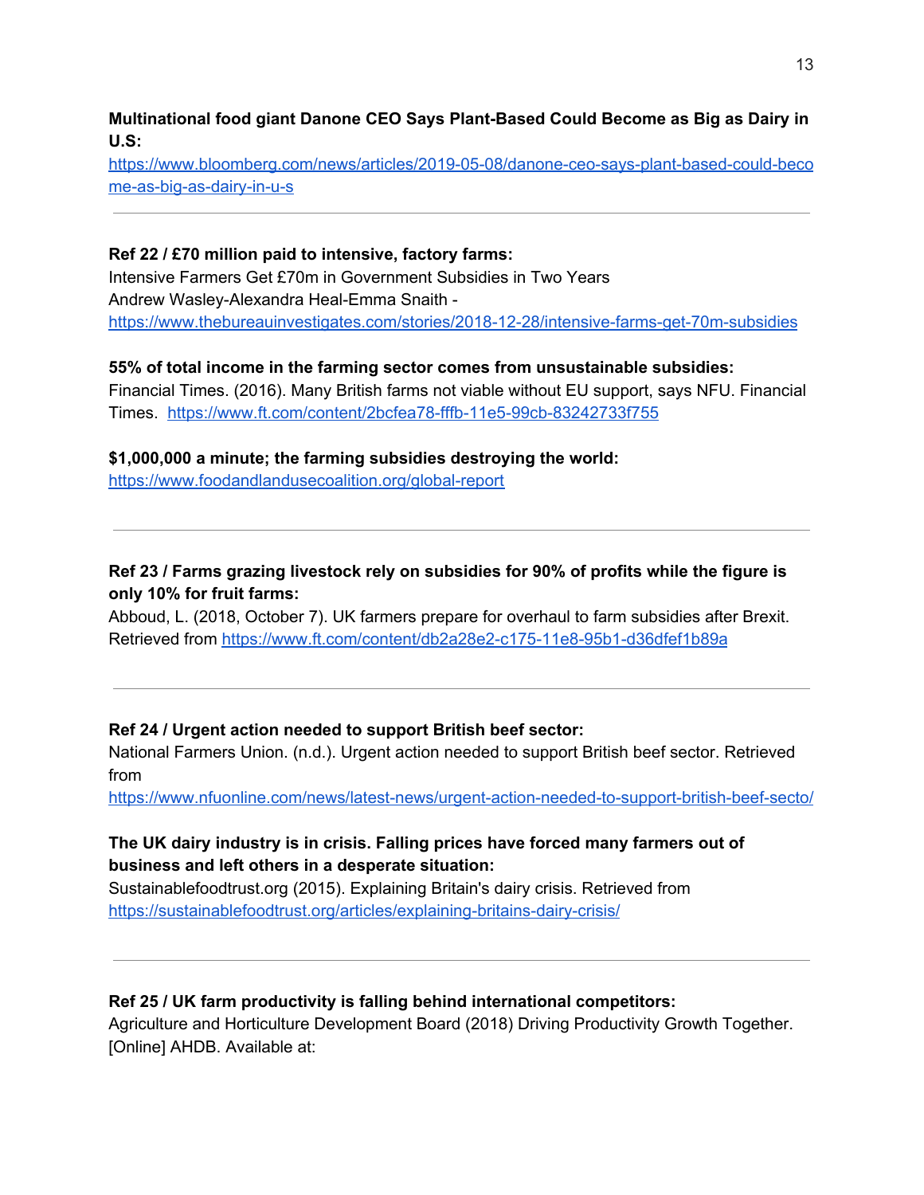**Multinational food giant Danone CEO Says Plant-Based Could Become as Big as Dairy in U.S:**
https://www.bloomberg.com/news/articles/2019-05-08/danone-ceo-says-plant-based-could-become-as-big-as-dairy-in-u-s

---

**Ref 22 / £70 million paid to intensive, factory farms:**
Intensive Farmers Get £70m in Government Subsidies in Two Years
Andrew Wasley-Alexandra Heal-Emma Snaith -
https://www.thebureauinvestigates.com/stories/2018-12-28/intensive-farms-get-70m-subsidies

**55% of total income in the farming sector comes from unsustainable subsidies:**
Financial Times. (2016). Many British farms not viable without EU support, says NFU. Financial Times. https://www.ft.com/content/2bcfea78-fffb-11e5-99cb-83242733f755

**$1,000,000 a minute; the farming subsidies destroying the world:**
https://www.foodandlandusecoalition.org/global-report

---

**Ref 23 / Farms grazing livestock rely on subsidies for 90% of profits while the figure is only 10% for fruit farms:**
Abboud, L. (2018, October 7). UK farmers prepare for overhaul to farm subsidies after Brexit. Retrieved from https://www.ft.com/content/db2a28e2-c175-11e8-95b1-d36dfef1b89a

---

**Ref 24 / Urgent action needed to support British beef sector:**
National Farmers Union. (n.d.). Urgent action needed to support British beef sector. Retrieved from
https://www.nfuonline.com/news/latest-news/urgent-action-needed-to-support-british-beef-secto/

**The UK dairy industry is in crisis. Falling prices have forced many farmers out of business and left others in a desperate situation:**
Sustainablefoodtrust.org (2015). Explaining Britain's dairy crisis. Retrieved from
https://sustainablefoodtrust.org/articles/explaining-britains-dairy-crisis/

---

**Ref 25 / UK farm productivity is falling behind international competitors:**
Agriculture and Horticulture Development Board (2018) Driving Productivity Growth Together. [Online] AHDB. Available at: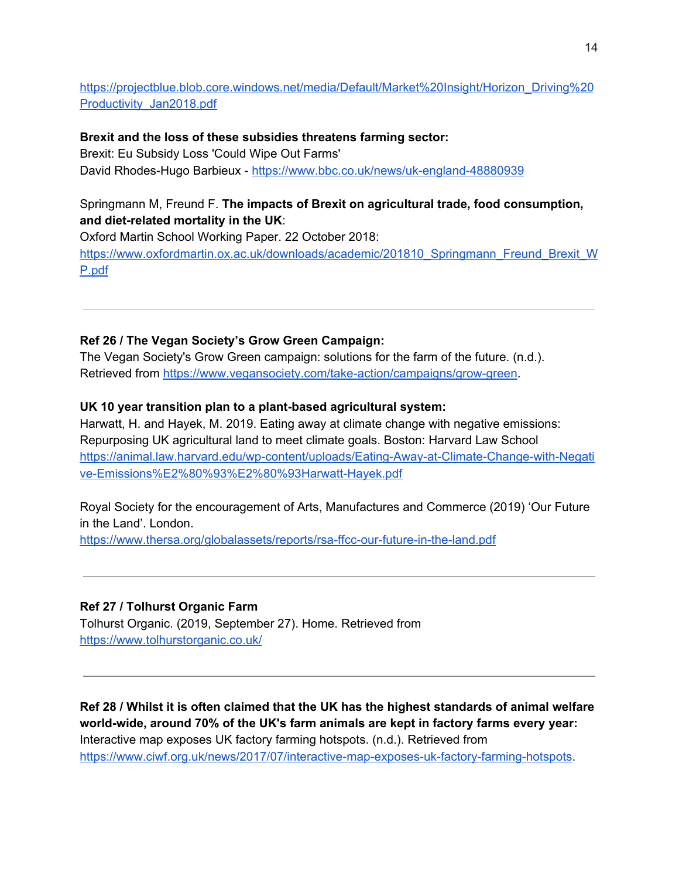https://projectblue.blob.core.windows.net/media/Default/Market%20Insight/Horizon_Driving%20Productivity_Jan2018.pdf

**Brexit and the loss of these subsidies threatens farming sector:**
Brexit: Eu Subsidy Loss 'Could Wipe Out Farms'
David Rhodes-Hugo Barbieux - https://www.bbc.co.uk/news/uk-england-48880939

Springmann M, Freund F. **The impacts of Brexit on agricultural trade, food consumption, and diet-related mortality in the UK**:
Oxford Martin School Working Paper. 22 October 2018:
https://www.oxfordmartin.ox.ac.uk/downloads/academic/201810_Springmann_Freund_Brexit_WP.pdf

---

**Ref 26 / The Vegan Society's Grow Green Campaign:**
The Vegan Society's Grow Green campaign: solutions for the farm of the future. (n.d.). Retrieved from https://www.vegansociety.com/take-action/campaigns/grow-green.

**UK 10 year transition plan to a plant-based agricultural system:**
Harwatt, H. and Hayek, M. 2019. Eating away at climate change with negative emissions: Repurposing UK agricultural land to meet climate goals. Boston: Harvard Law School
https://animal.law.harvard.edu/wp-content/uploads/Eating-Away-at-Climate-Change-with-Negative-Emissions%E2%80%93%E2%80%93Harwatt-Hayek.pdf

Royal Society for the encouragement of Arts, Manufactures and Commerce (2019) 'Our Future in the Land'. London.
https://www.thersa.org/globalassets/reports/rsa-ffcc-our-future-in-the-land.pdf

---

**Ref 27 / Tolhurst Organic Farm**
Tolhurst Organic. (2019, September 27). Home. Retrieved from https://www.tolhurstorganic.co.uk/

---

**Ref 28 / Whilst it is often claimed that the UK has the highest standards of animal welfare world-wide, around 70% of the UK's farm animals are kept in factory farms every year:**
Interactive map exposes UK factory farming hotspots. (n.d.). Retrieved from https://www.ciwf.org.uk/news/2017/07/interactive-map-exposes-uk-factory-farming-hotspots.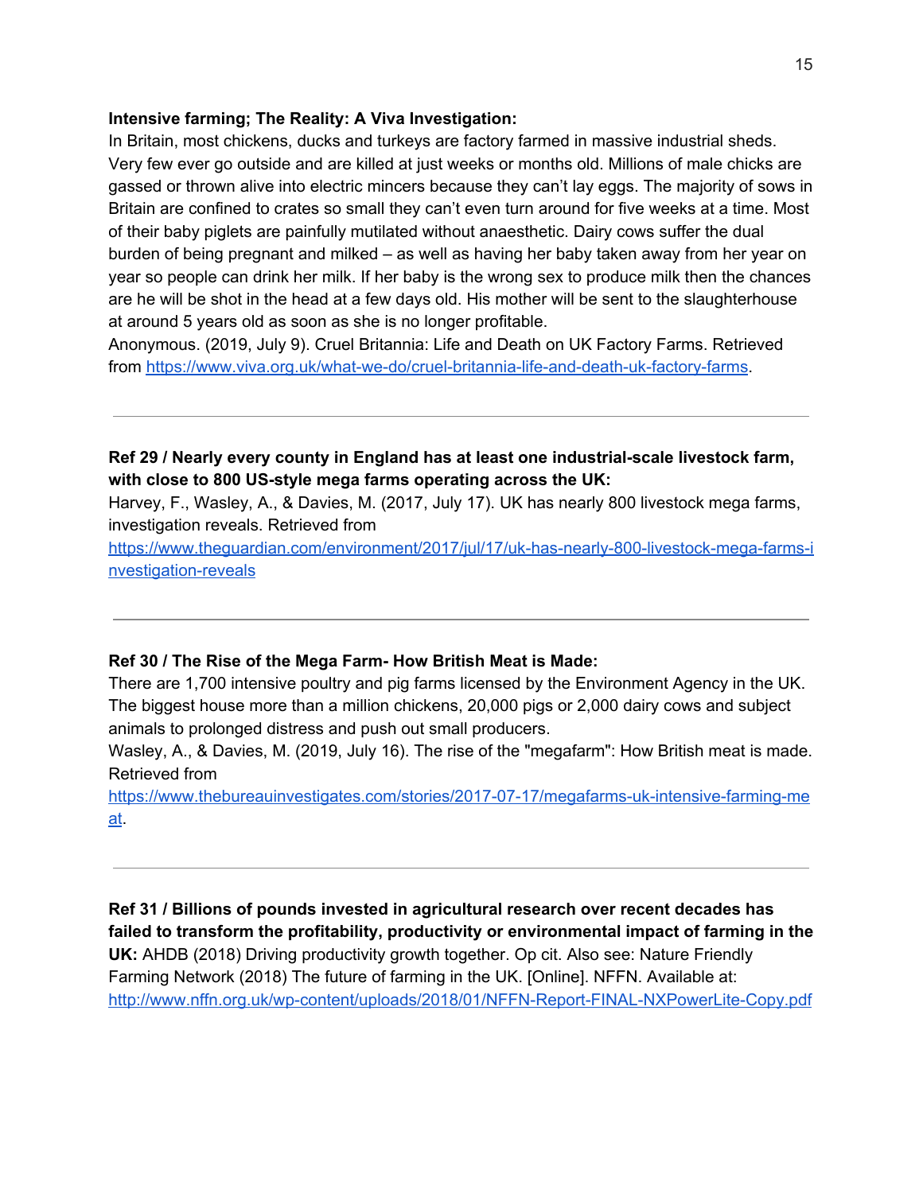**Intensive farming; The Reality: A Viva Investigation:**
In Britain, most chickens, ducks and turkeys are factory farmed in massive industrial sheds. Very few ever go outside and are killed at just weeks or months old. Millions of male chicks are gassed or thrown alive into electric mincers because they can't lay eggs. The majority of sows in Britain are confined to crates so small they can't even turn around for five weeks at a time. Most of their baby piglets are painfully mutilated without anaesthetic. Dairy cows suffer the dual burden of being pregnant and milked – as well as having her baby taken away from her year on year so people can drink her milk. If her baby is the wrong sex to produce milk then the chances are he will be shot in the head at a few days old. His mother will be sent to the slaughterhouse at around 5 years old as soon as she is no longer profitable.
Anonymous. (2019, July 9). Cruel Britannia: Life and Death on UK Factory Farms. Retrieved from [https://www.viva.org.uk/what-we-do/cruel-britannia-life-and-death-uk-factory-farms](https://www.viva.org.uk/what-we-do/cruel-britannia-life-and-death-uk-factory-farms).

---

**Ref 29 / Nearly every county in England has at least one industrial-scale livestock farm, with close to 800 US-style mega farms operating across the UK:**
Harvey, F., Wasley, A., & Davies, M. (2017, July 17). UK has nearly 800 livestock mega farms, investigation reveals. Retrieved from
[https://www.theguardian.com/environment/2017/jul/17/uk-has-nearly-800-livestock-mega-farms-investigation-reveals](https://www.theguardian.com/environment/2017/jul/17/uk-has-nearly-800-livestock-mega-farms-investigation-reveals)

---

**Ref 30 / The Rise of the Mega Farm- How British Meat is Made:**
There are 1,700 intensive poultry and pig farms licensed by the Environment Agency in the UK. The biggest house more than a million chickens, 20,000 pigs or 2,000 dairy cows and subject animals to prolonged distress and push out small producers.
Wasley, A., & Davies, M. (2019, July 16). The rise of the "megafarm": How British meat is made. Retrieved from
[https://www.thebureauinvestigates.com/stories/2017-07-17/megafarms-uk-intensive-farming-meat](https://www.thebureauinvestigates.com/stories/2017-07-17/megafarms-uk-intensive-farming-meat).

---

**Ref 31 / Billions of pounds invested in agricultural research over recent decades has failed to transform the profitability, productivity or environmental impact of farming in the UK:** AHDB (2018) Driving productivity growth together. Op cit. Also see: Nature Friendly Farming Network (2018) The future of farming in the UK. [Online]. NFFN. Available at:
[http://www.nffn.org.uk/wp-content/uploads/2018/01/NFFN-Report-FINAL-NXPowerLite-Copy.pdf](http://www.nffn.org.uk/wp-content/uploads/2018/01/NFFN-Report-FINAL-NXPowerLite-Copy.pdf)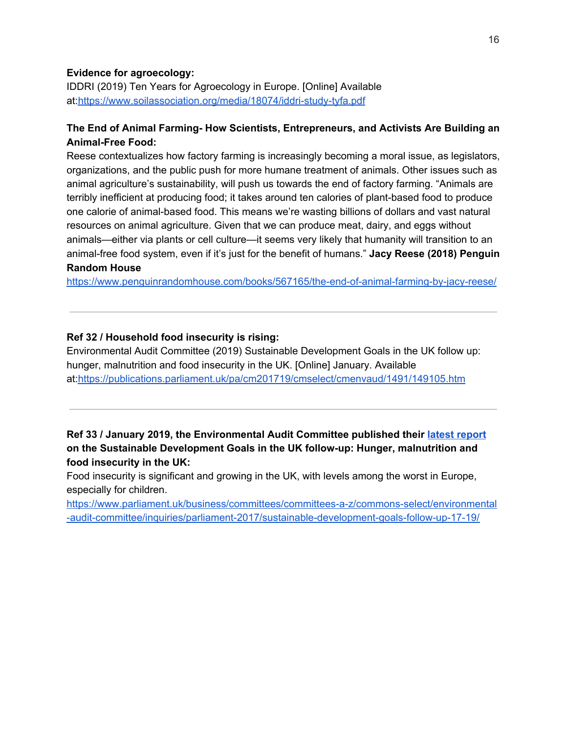**Evidence for agroecology:**
IDDRI (2019) Ten Years for Agroecology in Europe. [Online] Available at:https://www.soilassociation.org/media/18074/iddri-study-tyfa.pdf

**The End of Animal Farming- How Scientists, Entrepreneurs, and Activists Are Building an Animal-Free Food:**
Reese contextualizes how factory farming is increasingly becoming a moral issue, as legislators, organizations, and the public push for more humane treatment of animals. Other issues such as animal agriculture's sustainability, will push us towards the end of factory farming. "Animals are terribly inefficient at producing food; it takes around ten calories of plant-based food to produce one calorie of animal-based food. This means we're wasting billions of dollars and vast natural resources on animal agriculture. Given that we can produce meat, dairy, and eggs without animals—either via plants or cell culture—it seems very likely that humanity will transition to an animal-free food system, even if it's just for the benefit of humans." **Jacy Reese (2018) Penguin Random House**
https://www.penguinrandomhouse.com/books/567165/the-end-of-animal-farming-by-jacy-reese/

---

**Ref 32 / Household food insecurity is rising:**
Environmental Audit Committee (2019) Sustainable Development Goals in the UK follow up: hunger, malnutrition and food insecurity in the UK. [Online] January. Available at:https://publications.parliament.uk/pa/cm201719/cmselect/cmenvaud/1491/149105.htm

---

**Ref 33 / January 2019, the Environmental Audit Committee published their latest report on the Sustainable Development Goals in the UK follow-up: Hunger, malnutrition and food insecurity in the UK:**
Food insecurity is significant and growing in the UK, with levels among the worst in Europe, especially for children.
https://www.parliament.uk/business/committees/committees-a-z/commons-select/environmental-audit-committee/inquiries/parliament-2017/sustainable-development-goals-follow-up-17-19/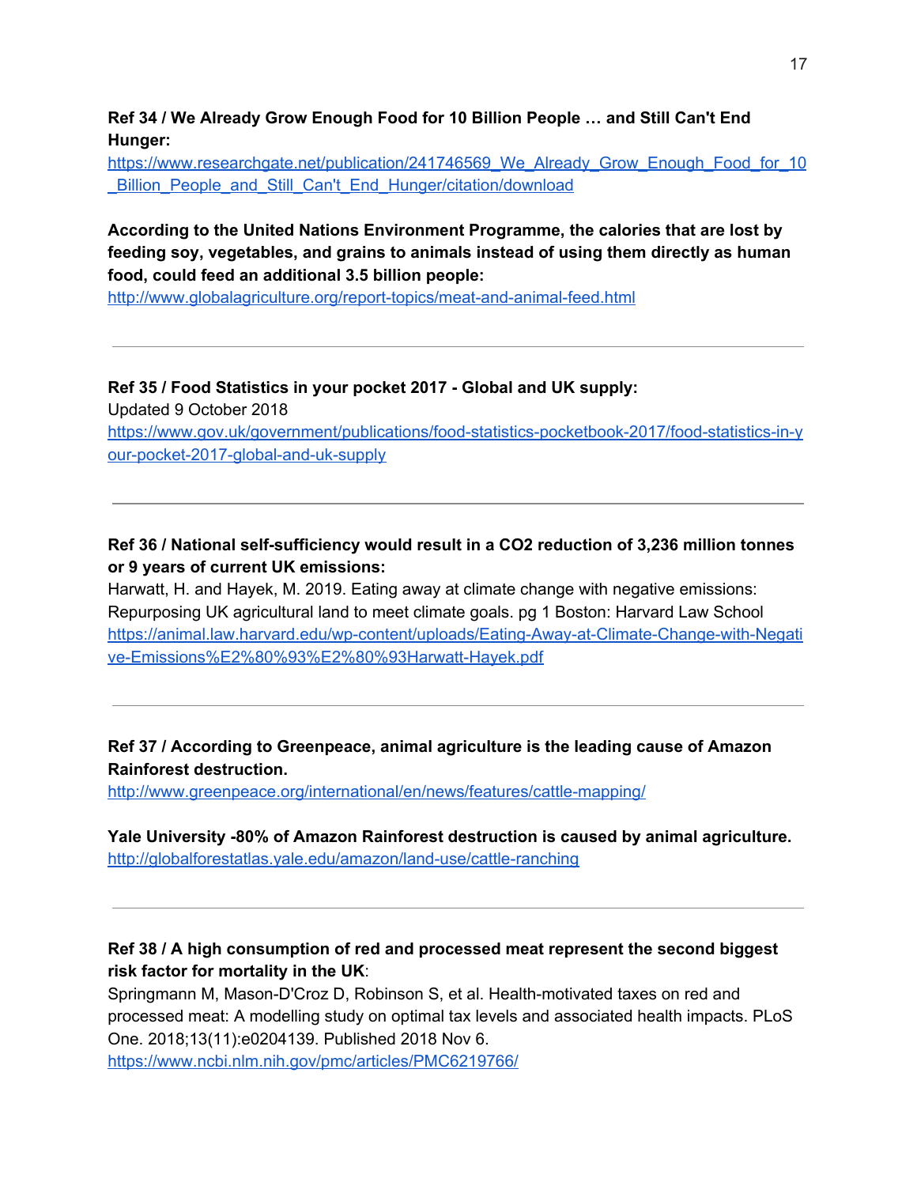**Ref 34 / We Already Grow Enough Food for 10 Billion People … and Still Can't End Hunger:**
https://www.researchgate.net/publication/241746569_We_Already_Grow_Enough_Food_for_10_Billion_People_and_Still_Can't_End_Hunger/citation/download

**According to the United Nations Environment Programme, the calories that are lost by feeding soy, vegetables, and grains to animals instead of using them directly as human food, could feed an additional 3.5 billion people:**
http://www.globalagriculture.org/report-topics/meat-and-animal-feed.html

---

**Ref 35 / Food Statistics in your pocket 2017 - Global and UK supply:**
Updated 9 October 2018
https://www.gov.uk/government/publications/food-statistics-pocketbook-2017/food-statistics-in-your-pocket-2017-global-and-uk-supply

---

**Ref 36 / National self-sufficiency would result in a CO2 reduction of 3,236 million tonnes or 9 years of current UK emissions:**
Harwatt, H. and Hayek, M. 2019. Eating away at climate change with negative emissions: Repurposing UK agricultural land to meet climate goals. pg 1 Boston: Harvard Law School
https://animal.law.harvard.edu/wp-content/uploads/Eating-Away-at-Climate-Change-with-Negative-Emissions%E2%80%93%E2%80%93Harwatt-Hayek.pdf

---

**Ref 37 / According to Greenpeace, animal agriculture is the leading cause of Amazon Rainforest destruction.**
http://www.greenpeace.org/international/en/news/features/cattle-mapping/

**Yale University -80% of Amazon Rainforest destruction is caused by animal agriculture.**
http://globalforestatlas.yale.edu/amazon/land-use/cattle-ranching

---

**Ref 38 / A high consumption of red and processed meat represent the second biggest risk factor for mortality in the UK**:
Springmann M, Mason-D'Croz D, Robinson S, et al. Health-motivated taxes on red and processed meat: A modelling study on optimal tax levels and associated health impacts. PLoS One. 2018;13(11):e0204139. Published 2018 Nov 6.
https://www.ncbi.nlm.nih.gov/pmc/articles/PMC6219766/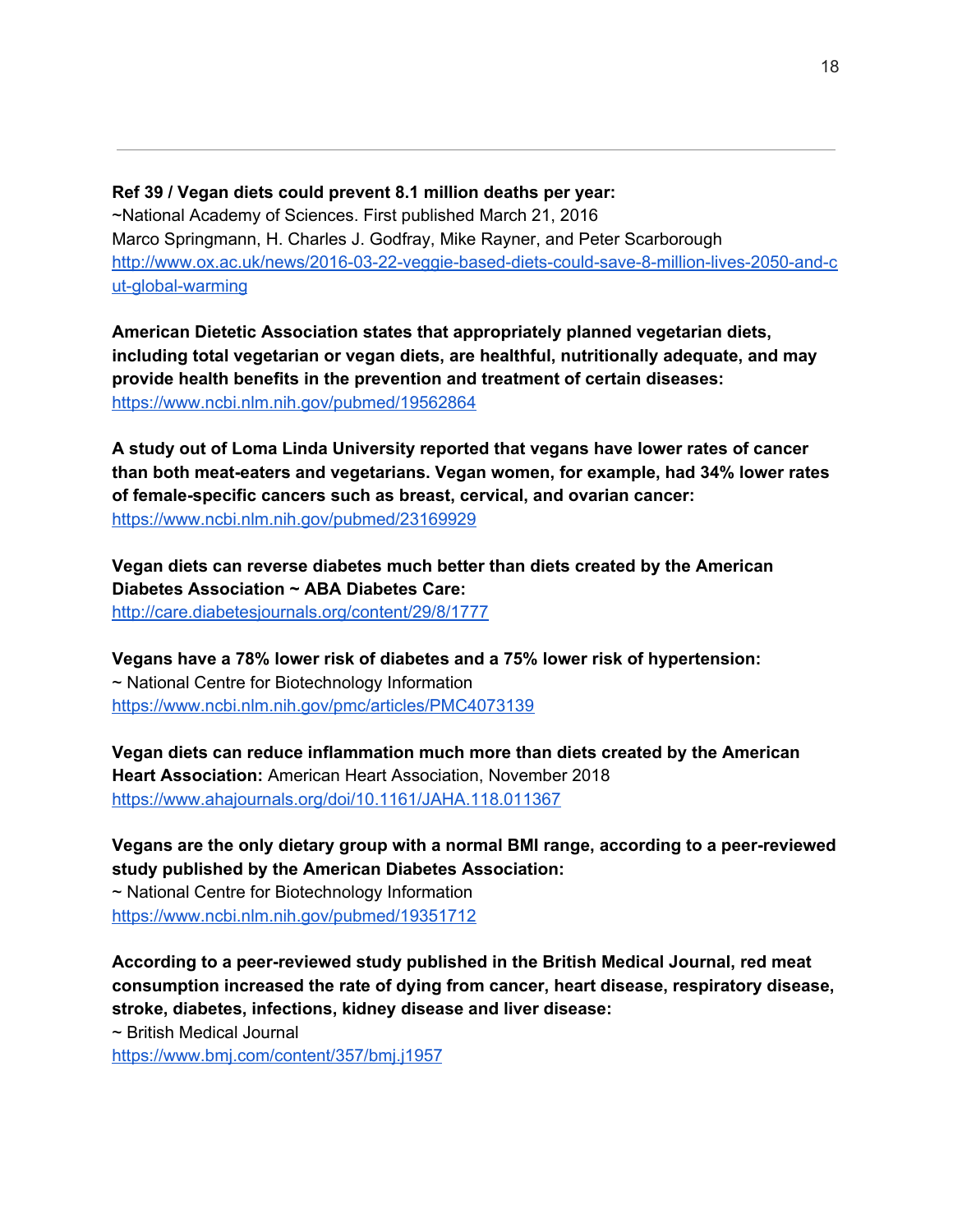**Ref 39 / Vegan diets could prevent 8.1 million deaths per year:**
~National Academy of Sciences. First published March 21, 2016
Marco Springmann, H. Charles J. Godfray, Mike Rayner, and Peter Scarborough
http://www.ox.ac.uk/news/2016-03-22-veggie-based-diets-could-save-8-million-lives-2050-and-cut-global-warming

**American Dietetic Association states that appropriately planned vegetarian diets, including total vegetarian or vegan diets, are healthful, nutritionally adequate, and may provide health benefits in the prevention and treatment of certain diseases:**
https://www.ncbi.nlm.nih.gov/pubmed/19562864

**A study out of Loma Linda University reported that vegans have lower rates of cancer than both meat-eaters and vegetarians. Vegan women, for example, had 34% lower rates of female-specific cancers such as breast, cervical, and ovarian cancer:**
https://www.ncbi.nlm.nih.gov/pubmed/23169929

**Vegan diets can reverse diabetes much better than diets created by the American Diabetes Association ~ ABA Diabetes Care:**
http://care.diabetesjournals.org/content/29/8/1777

**Vegans have a 78% lower risk of diabetes and a 75% lower risk of hypertension:**
~ National Centre for Biotechnology Information
https://www.ncbi.nlm.nih.gov/pmc/articles/PMC4073139

**Vegan diets can reduce inflammation much more than diets created by the American Heart Association:** American Heart Association, November 2018
https://www.ahajournals.org/doi/10.1161/JAHA.118.011367

**Vegans are the only dietary group with a normal BMI range, according to a peer-reviewed study published by the American Diabetes Association:**
~ National Centre for Biotechnology Information
https://www.ncbi.nlm.nih.gov/pubmed/19351712

**According to a peer-reviewed study published in the British Medical Journal, red meat consumption increased the rate of dying from cancer, heart disease, respiratory disease, stroke, diabetes, infections, kidney disease and liver disease:**
~ British Medical Journal
https://www.bmj.com/content/357/bmj.j1957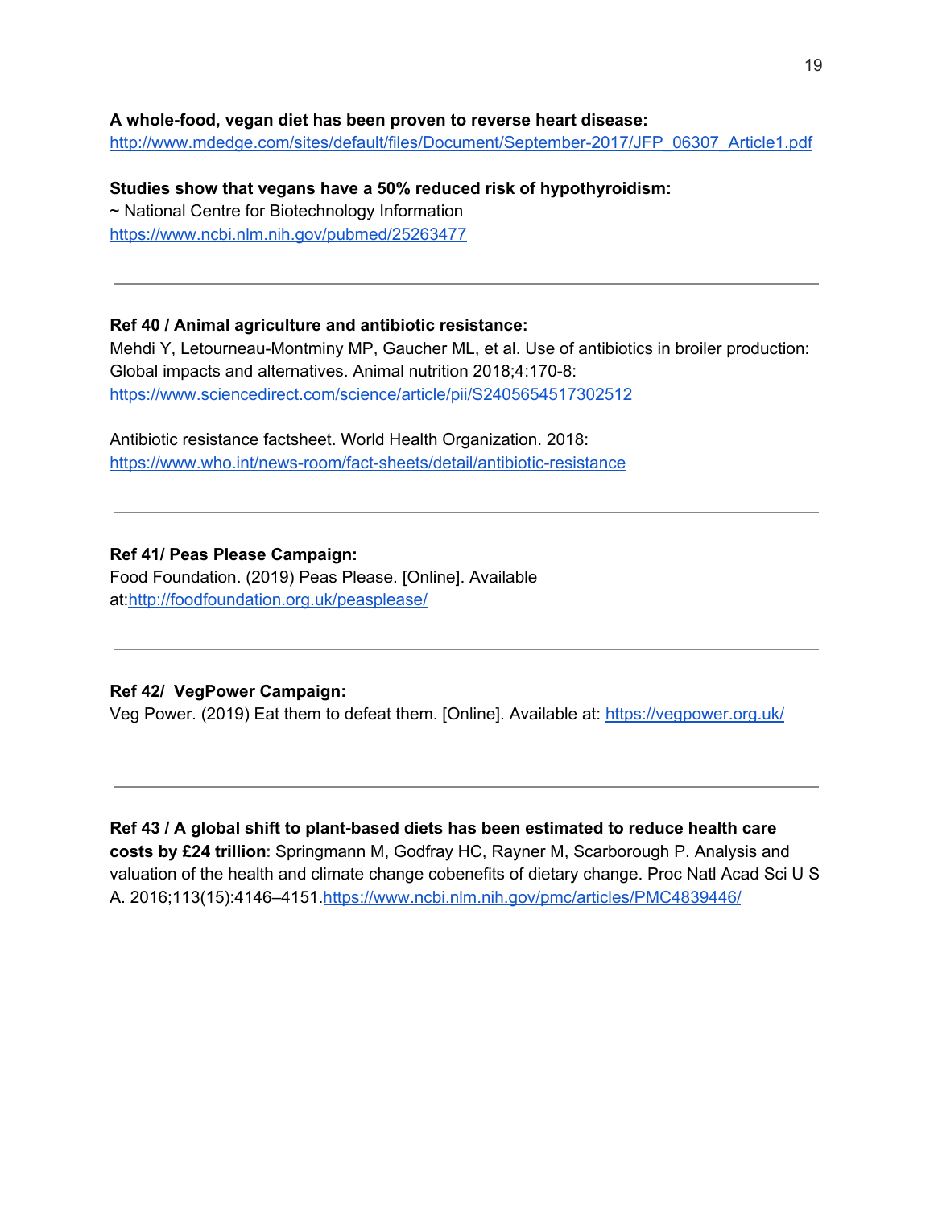**A whole-food, vegan diet has been proven to reverse heart disease:**
http://www.mdedge.com/sites/default/files/Document/September-2017/JFP_06307_Article1.pdf

**Studies show that vegans have a 50% reduced risk of hypothyroidism:**
~ National Centre for Biotechnology Information
https://www.ncbi.nlm.nih.gov/pubmed/25263477

---

**Ref 40 / Animal agriculture and antibiotic resistance:**
Mehdi Y, Letourneau-Montminy MP, Gaucher ML, et al. Use of antibiotics in broiler production: Global impacts and alternatives. Animal nutrition 2018;4:170-8:
https://www.sciencedirect.com/science/article/pii/S2405654517302512

Antibiotic resistance factsheet. World Health Organization. 2018:
https://www.who.int/news-room/fact-sheets/detail/antibiotic-resistance

---

**Ref 41/ Peas Please Campaign:**
Food Foundation. (2019) Peas Please. [Online]. Available at:http://foodfoundation.org.uk/peasplease/

---

**Ref 42/ VegPower Campaign:**
Veg Power. (2019) Eat them to defeat them. [Online]. Available at: https://vegpower.org.uk/

---

**Ref 43 / A global shift to plant-based diets has been estimated to reduce health care costs by £24 trillion:** Springmann M, Godfray HC, Rayner M, Scarborough P. Analysis and valuation of the health and climate change cobenefits of dietary change. Proc Natl Acad Sci U S A. 2016;113(15):4146–4151.https://www.ncbi.nlm.nih.gov/pmc/articles/PMC4839446/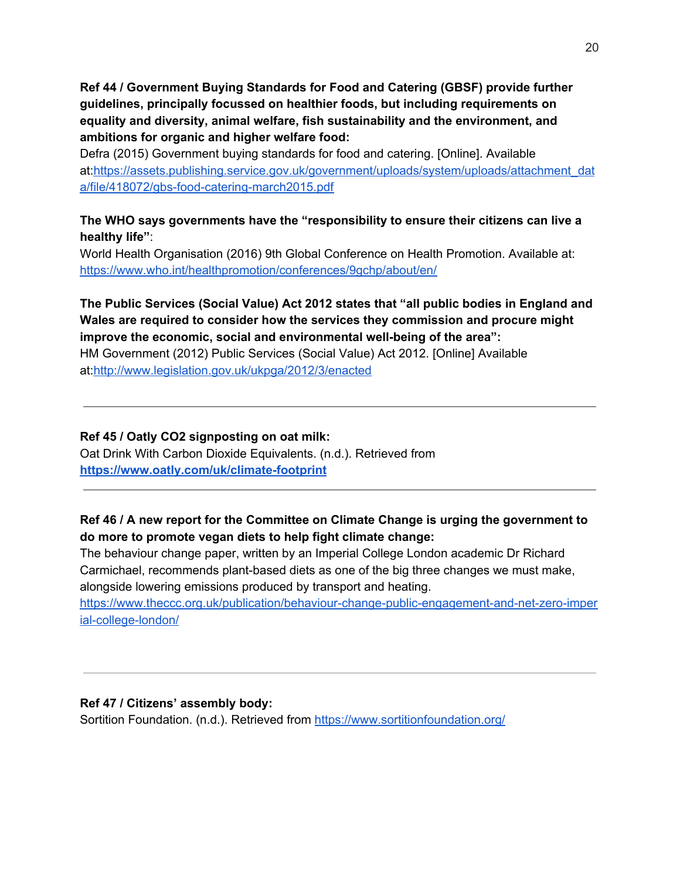**Ref 44 / Government Buying Standards for Food and Catering (GBSF) provide further guidelines, principally focussed on healthier foods, but including requirements on equality and diversity, animal welfare, fish sustainability and the environment, and ambitions for organic and higher welfare food:**

Defra (2015) Government buying standards for food and catering. [Online]. Available at:https://assets.publishing.service.gov.uk/government/uploads/system/uploads/attachment_data/file/418072/gbs-food-catering-march2015.pdf

**The WHO says governments have the "responsibility to ensure their citizens can live a healthy life"**:

World Health Organisation (2016) 9th Global Conference on Health Promotion. Available at: https://www.who.int/healthpromotion/conferences/9gchp/about/en/

**The Public Services (Social Value) Act 2012 states that "all public bodies in England and Wales are required to consider how the services they commission and procure might improve the economic, social and environmental well-being of the area":**

HM Government (2012) Public Services (Social Value) Act 2012. [Online] Available at:http://www.legislation.gov.uk/ukpga/2012/3/enacted

---

**Ref 45 / Oatly CO2 signposting on oat milk:**

Oat Drink With Carbon Dioxide Equivalents. (n.d.). Retrieved from **https://www.oatly.com/uk/climate-footprint**

---

**Ref 46 / A new report for the Committee on Climate Change is urging the government to do more to promote vegan diets to help fight climate change:**

The behaviour change paper, written by an Imperial College London academic Dr Richard Carmichael, recommends plant-based diets as one of the big three changes we must make, alongside lowering emissions produced by transport and heating.

https://www.theccc.org.uk/publication/behaviour-change-public-engagement-and-net-zero-imperial-college-london/

---

**Ref 47 / Citizens' assembly body:**

Sortition Foundation. (n.d.). Retrieved from https://www.sortitionfoundation.org/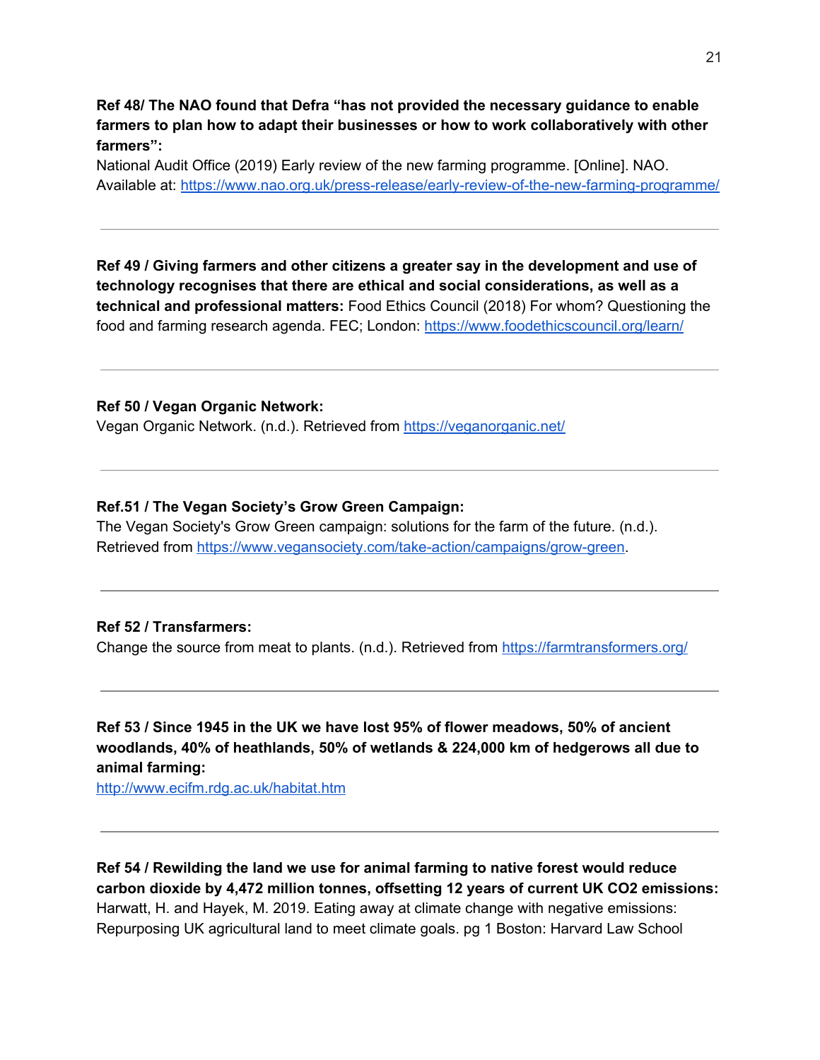**Ref 48/ The NAO found that Defra "has not provided the necessary guidance to enable farmers to plan how to adapt their businesses or how to work collaboratively with other farmers":**
National Audit Office (2019) Early review of the new farming programme. [Online]. NAO. Available at: [https://www.nao.org.uk/press-release/early-review-of-the-new-farming-programme/](https://www.nao.org.uk/press-release/early-review-of-the-new-farming-programme/)

---

**Ref 49 / Giving farmers and other citizens a greater say in the development and use of technology recognises that there are ethical and social considerations, as well as a technical and professional matters:** Food Ethics Council (2018) For whom? Questioning the food and farming research agenda. FEC; London: [https://www.foodethicscouncil.org/learn/](https://www.foodethicscouncil.org/learn/)

---

**Ref 50 / Vegan Organic Network:**
Vegan Organic Network. (n.d.). Retrieved from [https://veganorganic.net/](https://veganorganic.net/)

---

**Ref.51 / The Vegan Society's Grow Green Campaign:**
The Vegan Society's Grow Green campaign: solutions for the farm of the future. (n.d.). Retrieved from [https://www.vegansociety.com/take-action/campaigns/grow-green](https://www.vegansociety.com/take-action/campaigns/grow-green).

---

**Ref 52 / Transfarmers:**
Change the source from meat to plants. (n.d.). Retrieved from [https://farmtransformers.org/](https://farmtransformers.org/)

---

**Ref 53 / Since 1945 in the UK we have lost 95% of flower meadows, 50% of ancient woodlands, 40% of heathlands, 50% of wetlands & 224,000 km of hedgerows all due to animal farming:**
[http://www.ecifm.rdg.ac.uk/habitat.htm](http://www.ecifm.rdg.ac.uk/habitat.htm)

---

**Ref 54 / Rewilding the land we use for animal farming to native forest would reduce carbon dioxide by 4,472 million tonnes, offsetting 12 years of current UK CO2 emissions:**
Harwatt, H. and Hayek, M. 2019. Eating away at climate change with negative emissions: Repurposing UK agricultural land to meet climate goals. pg 1 Boston: Harvard Law School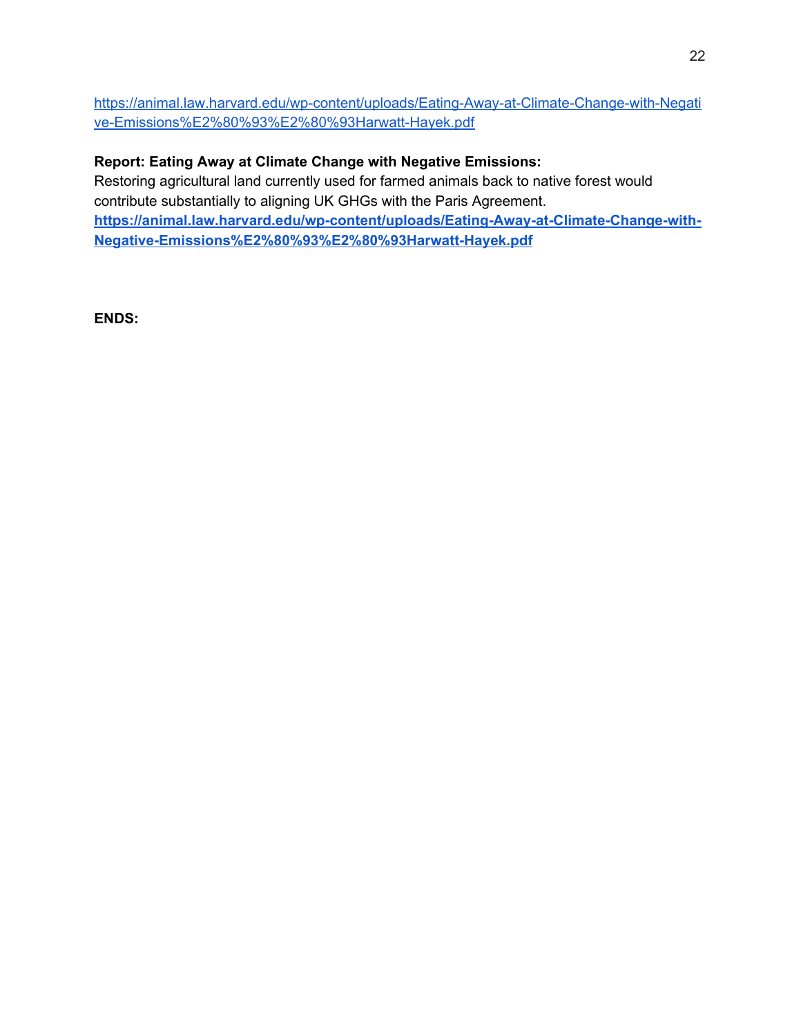https://animal.law.harvard.edu/wp-content/uploads/Eating-Away-at-Climate-Change-with-Negative-Emissions%E2%80%93%E2%80%93Harwatt-Hayek.pdf

**Report: Eating Away at Climate Change with Negative Emissions:**
Restoring agricultural land currently used for farmed animals back to native forest would contribute substantially to aligning UK GHGs with the Paris Agreement.
**https://animal.law.harvard.edu/wp-content/uploads/Eating-Away-at-Climate-Change-with-Negative-Emissions%E2%80%93%E2%80%93Harwatt-Hayek.pdf**

**ENDS:**